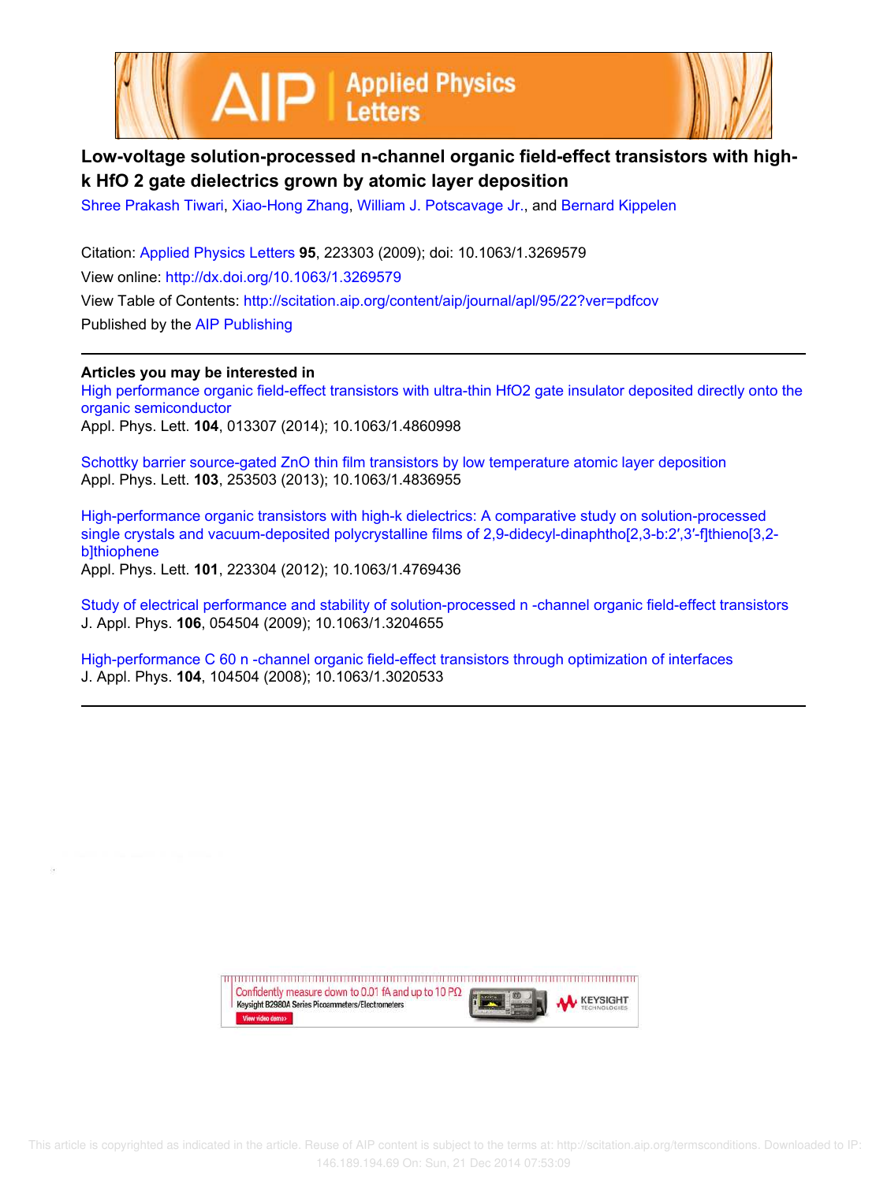# Low-voltage solution-processed n-channel organic field-effect transistors with high-k HfO 2 gate dielectrics grown by atomic layer deposition

Shree Prakash Tiwari, Xiao-Hong Zhang, William J. Potscavage Jr., and Bernard Kippelen

Citation: Applied Physics Letters **95**, 223303 (2009); doi: 10.1063/1.3269579

View online: http://dx.doi.org/10.1063/1.3269579

View Table of Contents: http://scitation.aip.org/content/aip/journal/apl/95/22?ver=pdfcov

Published by the AIP Publishing

## Articles you may be interested in

High performance organic field-effect transistors with ultra-thin HfO2 gate insulator deposited directly onto the organic semiconductor
Appl. Phys. Lett. **104**, 013307 (2014); 10.1063/1.4860998

Schottky barrier source-gated ZnO thin film transistors by low temperature atomic layer deposition
Appl. Phys. Lett. **103**, 253503 (2013); 10.1063/1.4836955

High-performance organic transistors with high-k dielectrics: A comparative study on solution-processed single crystals and vacuum-deposited polycrystalline films of 2,9-didecyl-dinaphtho[2,3-b:2′,3′-f]thieno[3,2-b]thiophene
Appl. Phys. Lett. **101**, 223304 (2012); 10.1063/1.4769436

Study of electrical performance and stability of solution-processed n -channel organic field-effect transistors
J. Appl. Phys. **106**, 054504 (2009); 10.1063/1.3204655

High-performance C 60 n -channel organic field-effect transistors through optimization of interfaces
J. Appl. Phys. **104**, 104504 (2008); 10.1063/1.3020533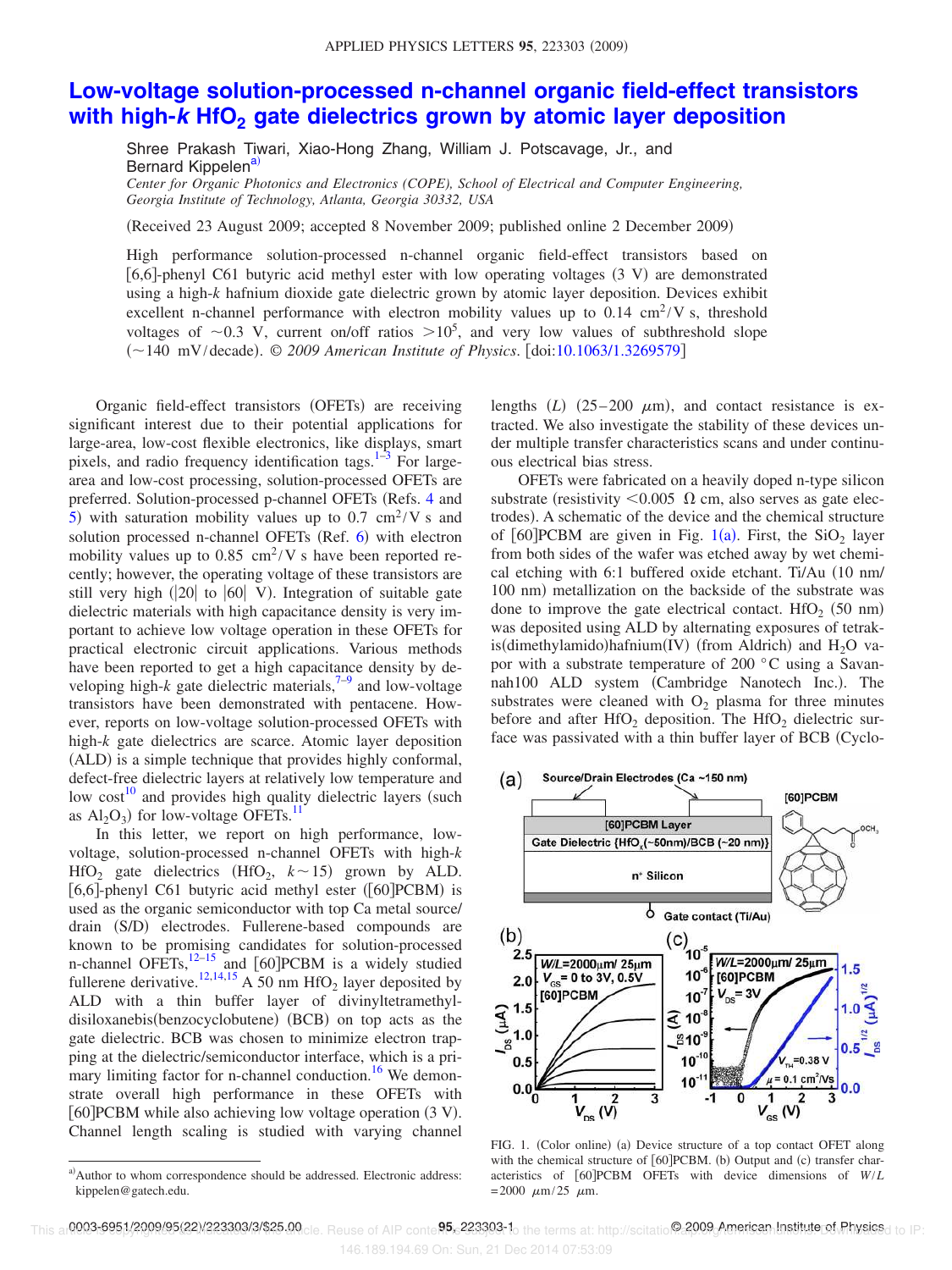# Low-voltage solution-processed n-channel organic field-effect transistors with high-*k* $HfO_2$ gate dielectrics grown by atomic layer deposition

Shree Prakash Tiwari, Xiao-Hong Zhang, William J. Potscavage, Jr., and Bernard Kippelen[a]

*Center for Organic Photonics and Electronics (COPE), School of Electrical and Computer Engineering, Georgia Institute of Technology, Atlanta, Georgia 30332, USA*

(Received 23 August 2009; accepted 8 November 2009; published online 2 December 2009)

High performance solution-processed n-channel organic field-effect transistors based on [6,6]-phenyl C61 butyric acid methyl ester with low operating voltages (3 V) are demonstrated using a high-*k* hafnium dioxide gate dielectric grown by atomic layer deposition. Devices exhibit excellent n-channel performance with electron mobility values up to 0.14 $cm^2/V$ s, threshold voltages of ~0.3 V, current on/off ratios $>10^5$, and very low values of subthreshold slope (~140 mV/decade). © *2009 American Institute of Physics*. [doi:10.1063/1.3269579]

Organic field-effect transistors (OFETs) are receiving significant interest due to their potential applications for large-area, low-cost flexible electronics, like displays, smart pixels, and radio frequency identification tags.[1–3] For large-area and low-cost processing, solution-processed OFETs are preferred. Solution-processed p-channel OFETs (Refs. 4 and 5) with saturation mobility values up to 0.7 $cm^2/V$ s and solution processed n-channel OFETs (Ref. 6) with electron mobility values up to 0.85 $cm^2/V$ s have been reported recently; however, the operating voltage of these transistors are still very high (|20| to |60| V). Integration of suitable gate dielectric materials with high capacitance density is very important to achieve low voltage operation in these OFETs for practical electronic circuit applications. Various methods have been reported to get a high capacitance density by developing high-*k* gate dielectric materials,[7–9] and low-voltage transistors have been demonstrated with pentacene. However, reports on low-voltage solution-processed OFETs with high-*k* gate dielectrics are scarce. Atomic layer deposition (ALD) is a simple technique that provides highly conformal, defect-free dielectric layers at relatively low temperature and low cost[10] and provides high quality dielectric layers (such as $Al_2O_3$) for low-voltage OFETs.[11]

In this letter, we report on high performance, low-voltage, solution-processed n-channel OFETs with high-*k* $HfO_2$ gate dielectrics ($HfO_2$, $k \sim 15$) grown by ALD. [6,6]-phenyl C61 butyric acid methyl ester ([60]PCBM) is used as the organic semiconductor with top Ca metal source/drain (S/D) electrodes. Fullerene-based compounds are known to be promising candidates for solution-processed n-channel OFETs,[12–15] and [60]PCBM is a widely studied fullerene derivative.[12,14,15] A 50 nm $HfO_2$ layer deposited by ALD with a thin buffer layer of divinyltetramethyldisiloxanebis(benzocyclobutene) (BCB) on top acts as the gate dielectric. BCB was chosen to minimize electron trapping at the dielectric/semiconductor interface, which is a primary limiting factor for n-channel conduction.[16] We demonstrate overall high performance in these OFETs with [60]PCBM while also achieving low voltage operation (3 V). Channel length scaling is studied with varying channel lengths ($L$) (25–200 $\mu$m), and contact resistance is extracted. We also investigate the stability of these devices under multiple transfer characteristics scans and under continuous electrical bias stress.

OFETs were fabricated on a heavily doped n-type silicon substrate (resistivity <0.005 Ω cm, also serves as gate electrodes). A schematic of the device and the chemical structure of [60]PCBM are given in Fig. 1(a). First, the $SiO_2$ layer from both sides of the wafer was etched away by wet chemical etching with 6:1 buffered oxide etchant. Ti/Au (10 nm/100 nm) metallization on the backside of the substrate was done to improve the gate electrical contact. $HfO_2$ (50 nm) was deposited using ALD by alternating exposures of tetrakis(dimethylamido)hafnium(IV) (from Aldrich) and $H_2O$ vapor with a substrate temperature of 200 °C using a Savannah100 ALD system (Cambridge Nanotech Inc.). The substrates were cleaned with $O_2$ plasma for three minutes before and after $HfO_2$ deposition. The $HfO_2$ dielectric surface was passivated with a thin buffer layer of BCB (Cyclo-

FIG. 1. (Color online) (a) Device structure of a top contact OFET along with the chemical structure of [60]PCBM. (b) Output and (c) transfer characteristics of [60]PCBM OFETs with device dimensions of $W/L$ = 2000 $\mu$m/25 $\mu$m.

---

[a] Author to whom correspondence should be addressed. Electronic address: kippelen@gatech.edu.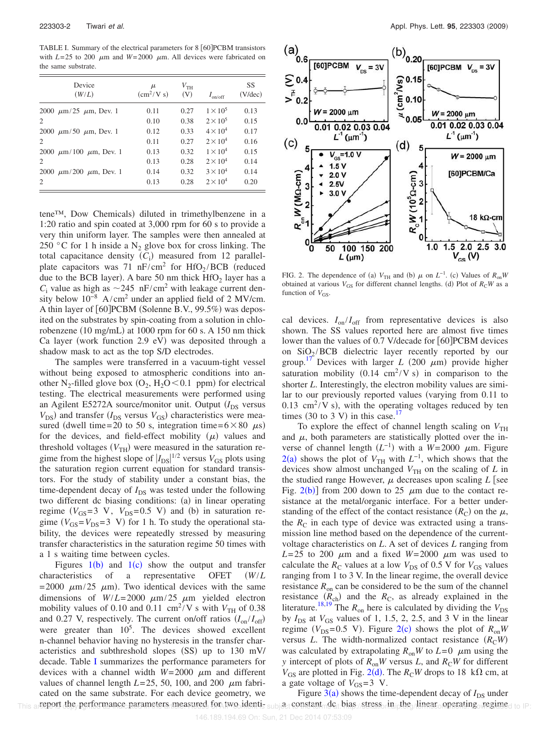TABLE I. Summary of the electrical parameters for 8 [60]PCBM transistors with $L=25$ to 200 $\mu$m and $W=2000$ $\mu$m. All devices were fabricated on the same substrate.

| Device ($W/L$) | $\mu$ ($cm^2/V$ s) | $V_{TH}$ (V) | $I_{on/off}$ | SS (V/dec) |
|---|---|---|---|---|
| 2000 $\mu$m/25 $\mu$m, Dev. 1 | 0.11 | 0.27 | $1\times10^5$ | 0.13 |
| 2 | 0.10 | 0.38 | $2\times10^5$ | 0.15 |
| 2000 $\mu$m/50 $\mu$m, Dev. 1 | 0.12 | 0.33 | $4\times10^4$ | 0.17 |
| 2 | 0.11 | 0.27 | $2\times10^4$ | 0.16 |
| 2000 $\mu$m/100 $\mu$m, Dev. 1 | 0.13 | 0.32 | $1\times10^4$ | 0.15 |
| 2 | 0.13 | 0.28 | $2\times10^4$ | 0.14 |
| 2000 $\mu$m/200 $\mu$m, Dev. 1 | 0.14 | 0.32 | $3\times10^4$ | 0.14 |
| 2 | 0.13 | 0.28 | $2\times10^4$ | 0.20 |

tene™, Dow Chemicals) diluted in trimethylbenzene in a 1:20 ratio and spin coated at 3,000 rpm for 60 s to provide a very thin uniform layer. The samples were then annealed at 250 °C for 1 h inside a $N_2$ glove box for cross linking. The total capacitance density ($C_i$) measured from 12 parallel-plate capacitors was 71 $nF/cm^2$ for $HfO_2$/BCB (reduced due to the BCB layer). A bare 50 nm thick $HfO_2$ layer has a $C_i$ value as high as ~245 $nF/cm^2$ with leakage current density below $10^{-8}$ $A/cm^2$ under an applied field of 2 MV/cm. A thin layer of [60]PCBM (Solenne B.V., 99.5%) was deposited on the substrates by spin-coating from a solution in chlorobenzene (10 mg/mL) at 1000 rpm for 60 s. A 150 nm thick Ca layer (work function 2.9 eV) was deposited through a shadow mask to act as the top S/D electrodes.

The samples were transferred in a vacuum-tight vessel without being exposed to atmospheric conditions into another $N_2$-filled glove box ($O_2$, $H_2O<0.1$ ppm) for electrical testing. The electrical measurements were performed using an Agilent E5272A source/monitor unit. Output ($I_{DS}$ versus $V_{DS}$) and transfer ($I_{DS}$ versus $V_{GS}$) characteristics were measured (dwell time=20 to 50 s, integration time=$6\times80$ $\mu$s) for the devices, and field-effect mobility ($\mu$) values and threshold voltages ($V_{TH}$) were measured in the saturation regime from the highest slope of $|I_{DS}|^{1/2}$ versus $V_{GS}$ plots using the saturation region current equation for standard transistors. For the study of stability under a constant bias, the time-dependent decay of $I_{DS}$ was tested under the following two different dc biasing conditions: (a) in linear operating regime ($V_{GS}=3$ V, $V_{DS}=0.5$ V) and (b) in saturation regime ($V_{GS}=V_{DS}=3$ V) for 1 h. To study the operational stability, the devices were repeatedly stressed by measuring transfer characteristics in the saturation regime 50 times with a 1 s waiting time between cycles.

Figures 1(b) and 1(c) show the output and transfer characteristics of a representative OFET ($W/L$ $=2000$ $\mu$m/25 $\mu$m). Two identical devices with the same dimensions of $W/L=2000$ $\mu$m/25 $\mu$m yielded electron mobility values of 0.10 and 0.11 $cm^2/V$ s with $V_{TH}$ of 0.38 and 0.27 V, respectively. The current on/off ratios ($I_{on}/I_{off}$) were greater than $10^5$. The devices showed excellent n-channel behavior having no hysteresis in the transfer characteristics and subthreshold slopes (SS) up to 130 mV/decade. Table I summarizes the performance parameters for devices with a channel width $W=2000$ $\mu$m and different values of channel length $L=25$, 50, 100, and 200 $\mu$m fabricated on the same substrate. For each device geometry, we report the performance parameters measured for two identical devices. $I_{on}/I_{off}$ from representative devices is also shown. The SS values reported here are almost five times lower than the values of 0.7 V/decade for [60]PCBM devices on $SiO_2$/BCB dielectric layer recently reported by our group.[17] Devices with larger $L$ (200 $\mu$m) provide higher saturation mobility (0.14 $cm^2/V$ s) in comparison to the shorter $L$. Interestingly, the electron mobility values are similar to our previously reported values (varying from 0.11 to 0.13 $cm^2/V$ s), with the operating voltages reduced by ten times (30 to 3 V) in this case.[17]

FIG. 2. The dependence of (a) $V_{TH}$ and (b) $\mu$ on $L^{-1}$. (c) Values of $R_{on}W$ obtained at various $V_{GS}$ for different channel lengths. (d) Plot of $R_CW$ as a function of $V_{GS}$.

To explore the effect of channel length scaling on $V_{TH}$ and $\mu$, both parameters are statistically plotted over the inverse of channel length ($L^{-1}$) with a $W=2000$ $\mu$m. Figure 2(a) shows the plot of $V_{TH}$ with $L^{-1}$, which shows that the devices show almost unchanged $V_{TH}$ on the scaling of $L$ in the studied range However, $\mu$ decreases upon scaling $L$ [see Fig. 2(b)] from 200 down to 25 $\mu$m due to the contact resistance at the metal/organic interface. For a better understanding of the effect of the contact resistance ($R_C$) on the $\mu$, the $R_C$ in each type of device was extracted using a transmission line method based on the dependence of the current-voltage characteristics on $L$. A set of devices $L$ ranging from $L=25$ to 200 $\mu$m and a fixed $W=2000$ $\mu$m was used to calculate the $R_C$ values at a low $V_{DS}$ of 0.5 V for $V_{GS}$ values ranging from 1 to 3 V. In the linear regime, the overall device resistance $R_{on}$ can be considered to be the sum of the channel resistance ($R_{ch}$) and the $R_C$, as already explained in the literature.[18,19] The $R_{on}$ here is calculated by dividing the $V_{DS}$ by $I_{DS}$ at $V_{GS}$ values of 1, 1.5, 2, 2.5, and 3 V in the linear regime ($V_{DS}=0.5$ V). Figure 2(c) shows the plot of $R_{on}W$ versus $L$. The width-normalized contact resistance ($R_CW$) was calculated by extrapolating $R_{on}W$ to $L=0$ $\mu$m using the $y$ intercept of plots of $R_{on}W$ versus $L$, and $R_CW$ for different $V_{GS}$ are plotted in Fig. 2(d). The $R_CW$ drops to 18 k$\Omega$ cm, at a gate voltage of $V_{GS}=3$ V.

Figure 3(a) shows the time-dependent decay of $I_{DS}$ under a constant dc bias stress in the linear operating regime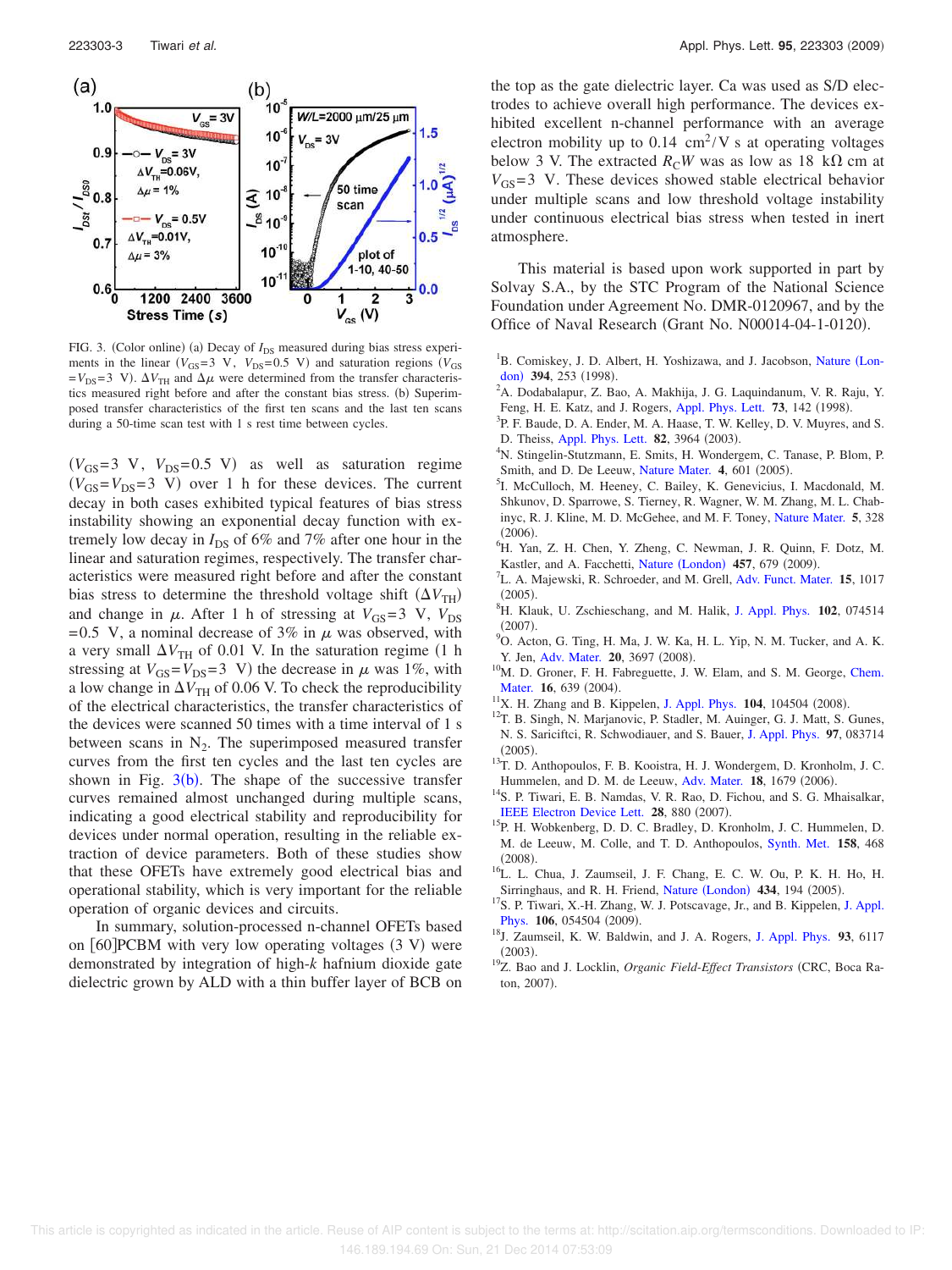(a)

1.0

$V_{GS}$= 3V

0.9

—○— $V_{DS}$= 3V

$\Delta V_{TH}$=0.06V,

$\Delta\mu$ = 1%

$I_{Dst}/I_{DS0}$

0.8

—□— $V_{DS}$= 0.5V

0.7

$\Delta V_{TH}$=0.01V,

$\Delta\mu$= 3%

0.6

0 1200 2400 3600

Stress Time (s)

(b)

$10^{-5}$

W/L=2000 μm/25 μm

$10^{-6}$

$V_{DS}$= 3V

1.5

$10^{-7}$

$I_{DS}$ (A)

$10^{-8}$

50 time scan

1.0

$I_{DS}^{1/2}$ (μA)$^{1/2}$

$10^{-9}$

0.5

$10^{-10}$

plot of 1-10, 40-50

$10^{-11}$

0.0

0 1 2 3

$V_{GS}$ (V)

FIG. 3. (Color online) (a) Decay of $I_{DS}$ measured during bias stress experiments in the linear ($V_{GS}$=3 V, $V_{DS}$=0.5 V) and saturation regions ($V_{GS}$=$V_{DS}$=3 V). $\Delta V_{TH}$ and $\Delta\mu$ were determined from the transfer characteristics measured right before and after the constant bias stress. (b) Superimposed transfer characteristics of the first ten scans and the last ten scans during a 50-time scan test with 1 s rest time between cycles.

($V_{GS}$=3 V, $V_{DS}$=0.5 V) as well as saturation regime ($V_{GS}$=$V_{DS}$=3 V) over 1 h for these devices. The current decay in both cases exhibited typical features of bias stress instability showing an exponential decay function with extremely low decay in $I_{DS}$ of 6% and 7% after one hour in the linear and saturation regimes, respectively. The transfer characteristics were measured right before and after the constant bias stress to determine the threshold voltage shift ($\Delta V_{TH}$) and change in $\mu$. After 1 h of stressing at $V_{GS}$=3 V, $V_{DS}$=0.5 V, a nominal decrease of 3% in $\mu$ was observed, with a very small $\Delta V_{TH}$ of 0.01 V. In the saturation regime (1 h stressing at $V_{GS}$=$V_{DS}$=3 V) the decrease in $\mu$ was 1%, with a low change in $\Delta V_{TH}$ of 0.06 V. To check the reproducibility of the electrical characteristics, the transfer characteristics of the devices were scanned 50 times with a time interval of 1 s between scans in $N_2$. The superimposed measured transfer curves from the first ten cycles and the last ten cycles are shown in Fig. 3(b). The shape of the successive transfer curves remained almost unchanged during multiple scans, indicating a good electrical stability and reproducibility for devices under normal operation, resulting in the reliable extraction of device parameters. Both of these studies show that these OFETs have extremely good electrical bias and operational stability, which is very important for the reliable operation of organic devices and circuits.

In summary, solution-processed n-channel OFETs based on [60]PCBM with very low operating voltages (3 V) were demonstrated by integration of high-$k$ hafnium dioxide gate dielectric grown by ALD with a thin buffer layer of BCB on the top as the gate dielectric layer. Ca was used as S/D electrodes to achieve overall high performance. The devices exhibited excellent n-channel performance with an average electron mobility up to 0.14 $cm^2/V\,s$ at operating voltages below 3 V. The extracted $R_C W$ was as low as 18 kΩ cm at $V_{GS}$=3 V. These devices showed stable electrical behavior under multiple scans and low threshold voltage instability under continuous electrical bias stress when tested in inert atmosphere.

This material is based upon work supported in part by Solvay S.A., by the STC Program of the National Science Foundation under Agreement No. DMR-0120967, and by the Office of Naval Research (Grant No. N00014-04-1-0120).

[1] B. Comiskey, J. D. Albert, H. Yoshizawa, and J. Jacobson, Nature (London) **394**, 253 (1998).
[2] A. Dodabalapur, Z. Bao, A. Makhija, J. G. Laquindanum, V. R. Raju, Y. Feng, H. E. Katz, and J. Rogers, Appl. Phys. Lett. **73**, 142 (1998).
[3] P. F. Baude, D. A. Ender, M. A. Haase, T. W. Kelley, D. V. Muyres, and S. D. Theiss, Appl. Phys. Lett. **82**, 3964 (2003).
[4] N. Stingelin-Stutzmann, E. Smits, H. Wondergem, C. Tanase, P. Blom, P. Smith, and D. De Leeuw, Nature Mater. **4**, 601 (2005).
[5] I. McCulloch, M. Heeney, C. Bailey, K. Genevicius, I. Macdonald, M. Shkunov, D. Sparrowe, S. Tierney, R. Wagner, W. M. Zhang, M. L. Chabinyc, R. J. Kline, M. D. McGehee, and M. F. Toney, Nature Mater. **5**, 328 (2006).
[6] H. Yan, Z. H. Chen, Y. Zheng, C. Newman, J. R. Quinn, F. Dotz, M. Kastler, and A. Facchetti, Nature (London) **457**, 679 (2009).
[7] L. A. Majewski, R. Schroeder, and M. Grell, Adv. Funct. Mater. **15**, 1017 (2005).
[8] H. Klauk, U. Zschieschang, and M. Halik, J. Appl. Phys. **102**, 074514 (2007).
[9] O. Acton, G. Ting, H. Ma, J. W. Ka, H. L. Yip, N. M. Tucker, and A. K. Y. Jen, Adv. Mater. **20**, 3697 (2008).
[10] M. D. Groner, F. H. Fabreguette, J. W. Elam, and S. M. George, Chem. Mater. **16**, 639 (2004).
[11] X. H. Zhang and B. Kippelen, J. Appl. Phys. **104**, 104504 (2008).
[12] T. B. Singh, N. Marjanovic, P. Stadler, M. Auinger, G. J. Matt, S. Gunes, N. S. Sariciftci, R. Schwodiauer, and S. Bauer, J. Appl. Phys. **97**, 083714 (2005).
[13] T. D. Anthopoulos, F. B. Kooistra, H. J. Wondergem, D. Kronholm, J. C. Hummelen, and D. M. de Leeuw, Adv. Mater. **18**, 1679 (2006).
[14] S. P. Tiwari, E. B. Namdas, V. R. Rao, D. Fichou, and S. G. Mhaisalkar, IEEE Electron Device Lett. **28**, 880 (2007).
[15] P. H. Wobkenberg, D. D. C. Bradley, D. Kronholm, J. C. Hummelen, D. M. de Leeuw, M. Colle, and T. D. Anthopoulos, Synth. Met. **158**, 468 (2008).
[16] L. L. Chua, J. Zaumseil, J. F. Chang, E. C. W. Ou, P. K. H. Ho, H. Sirringhaus, and R. H. Friend, Nature (London) **434**, 194 (2005).
[17] S. P. Tiwari, X.-H. Zhang, W. J. Potscavage, Jr., and B. Kippelen, J. Appl. Phys. **106**, 054504 (2009).
[18] J. Zaumseil, K. W. Baldwin, and J. A. Rogers, J. Appl. Phys. **93**, 6117 (2003).
[19] Z. Bao and J. Locklin, *Organic Field-Effect Transistors* (CRC, Boca Raton, 2007).